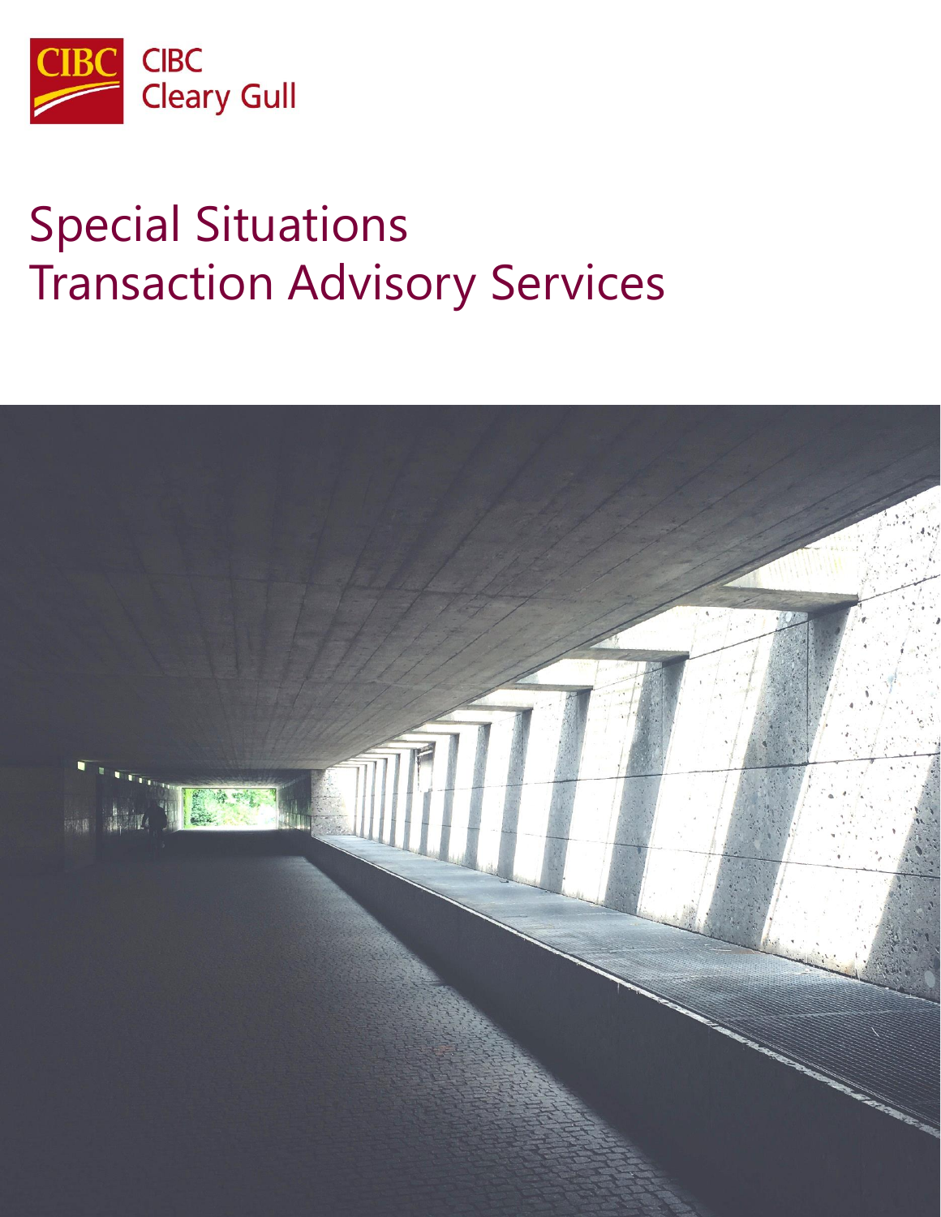CIBC Cleary Gull

# Special Situations Transaction Advisory Services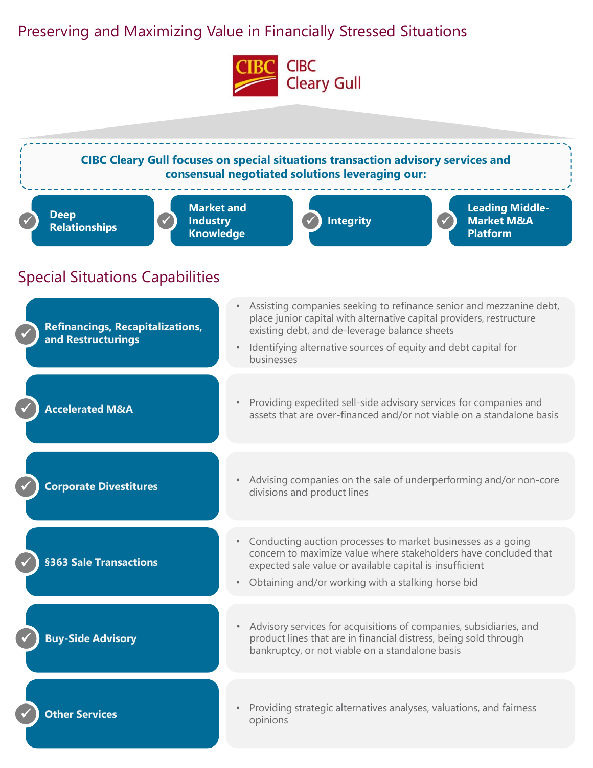# Preserving and Maximizing Value in Financially Stressed Situations

CIBC Cleary Gull

**CIBC Cleary Gull focuses on special situations transaction advisory services and consensual negotiated solutions leveraging our:**

- **Deep Relationships**
- **Market and Industry Knowledge**
- **Integrity**
- **Leading Middle-Market M&A Platform**

## Special Situations Capabilities

| Capability | Description |
|---|---|
| **Refinancings, Recapitalizations, and Restructurings** | • Assisting companies seeking to refinance senior and mezzanine debt, place junior capital with alternative capital providers, restructure existing debt, and de-leverage balance sheets<br>• Identifying alternative sources of equity and debt capital for businesses |
| **Accelerated M&A** | • Providing expedited sell-side advisory services for companies and assets that are over-financed and/or not viable on a standalone basis |
| **Corporate Divestitures** | • Advising companies on the sale of underperforming and/or non-core divisions and product lines |
| **§363 Sale Transactions** | • Conducting auction processes to market businesses as a going concern to maximize value where stakeholders have concluded that expected sale value or available capital is insufficient<br>• Obtaining and/or working with a stalking horse bid |
| **Buy-Side Advisory** | • Advisory services for acquisitions of companies, subsidiaries, and product lines that are in financial distress, being sold through bankruptcy, or not viable on a standalone basis |
| **Other Services** | • Providing strategic alternatives analyses, valuations, and fairness opinions |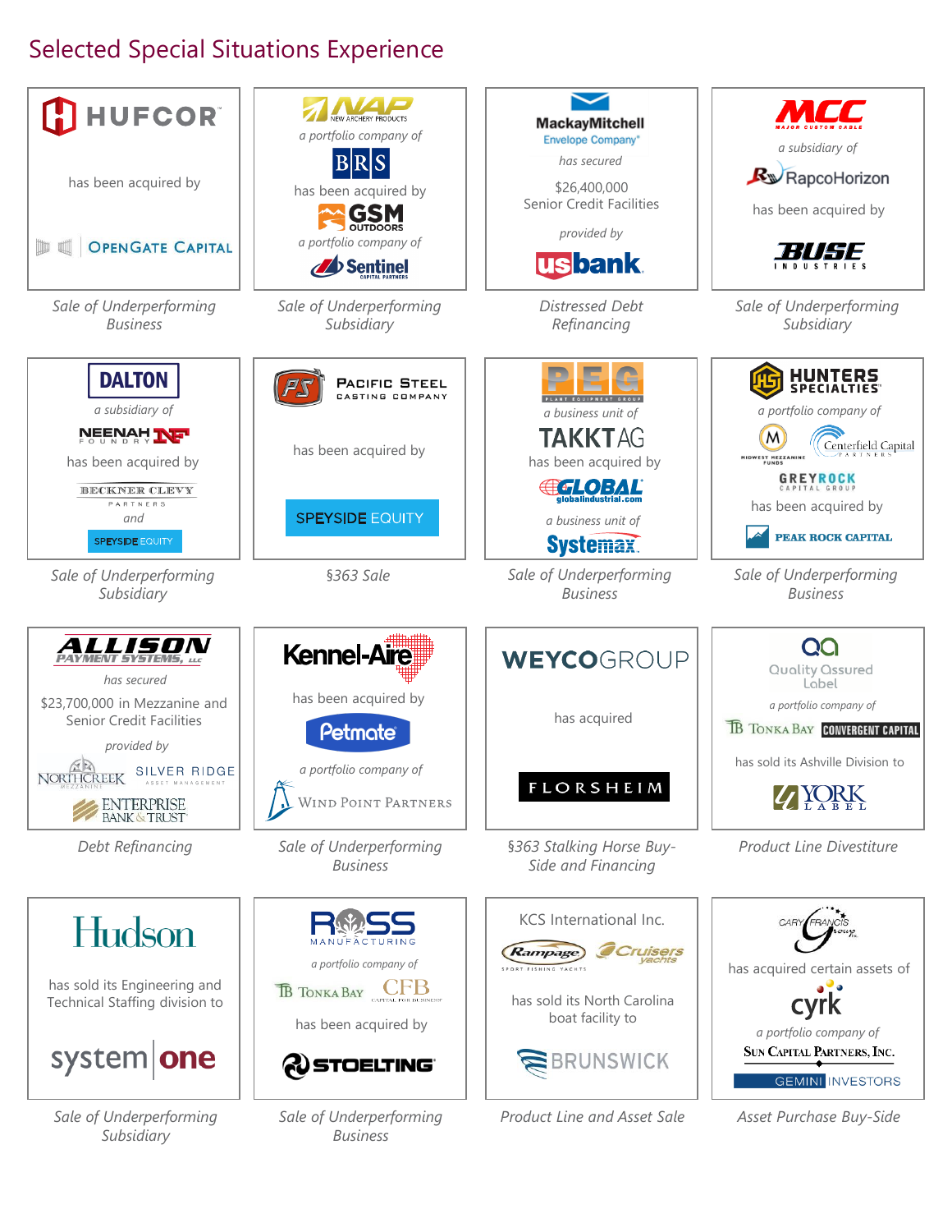## Selected Special Situations Experience

**HUFCOR**
has been acquired by
**OPENGATE CAPITAL**

*Sale of Underperforming Business*

---

**NAP** New Archery Products
*a portfolio company of*
**BRS**
has been acquired by
**GSM OUTDOORS**
*a portfolio company of*
**Sentinel** Capital Partners

*Sale of Underperforming Subsidiary*

---

**MackayMitchell Envelope Company**
*has secured*
$26,400,000
Senior Credit Facilities
*provided by*
**usbank**

*Distressed Debt Refinancing*

---

**MCC** Major Custom Cable
*a subsidiary of*
**RapcoHorizon**
has been acquired by
**BUSE** Industries

*Sale of Underperforming Subsidiary*

---

**DALTON**
*a subsidiary of*
**NEENAH** Foundry
has been acquired by
**BECKNER CLEVY** Partners
*and*
**SPEYSIDE EQUITY**

*Sale of Underperforming Subsidiary*

---

**PACIFIC STEEL CASTING COMPANY**
has been acquired by
**SPEYSIDE EQUITY**

*§363 Sale*

---

**PEG** Plant Equipment Group
*a business unit of*
**TAKKT AG**
has been acquired by
**GLOBAL** globalindustrial.com
*a business unit of*
**Systemax**

*Sale of Underperforming Business*

---

**HUNTERS SPECIALTIES**
*a portfolio company of*
**Midwest Mezzanine Funds** / **Centerfield Capital Partners** / **GREYROCK Capital Group**
has been acquired by
**PEAK ROCK CAPITAL**

*Sale of Underperforming Business*

---

**ALLISON PAYMENT SYSTEMS, LLC**
*has secured*
$23,700,000 in Mezzanine and Senior Credit Facilities
*provided by*
**NORTHCREEK Mezzanine** / **SILVER RIDGE Asset Management** / **ENTERPRISE BANK & TRUST**

*Debt Refinancing*

---

**Kennel-Aire**
has been acquired by
**Petmate**
*a portfolio company of*
**WIND POINT PARTNERS**

*Sale of Underperforming Business*

---

**WEYCOGROUP**
has acquired
**FLORSHEIM**

*§363 Stalking Horse Buy-Side and Financing*

---

**Quality Assured Label**
*a portfolio company of*
**TONKA BAY** / **CONVERGENT CAPITAL**
has sold its Ashville Division to
**YORK LABEL**

*Product Line Divestiture*

---

**Hudson**
has sold its Engineering and Technical Staffing division to
**system one**

*Sale of Underperforming Subsidiary*

---

**ROSS MANUFACTURING**
*a portfolio company of*
**TONKA BAY** / **CFB** Capital for Business
has been acquired by
**STOELTING**

*Sale of Underperforming Business*

---

**KCS International Inc.**
**Rampage** Sport Fishing Yachts / **Cruisers** Yachts
has sold its North Carolina boat facility to
**BRUNSWICK**

*Product Line and Asset Sale*

---

**CARY FRANCIS Group**
has acquired certain assets of
**cyrk**
*a portfolio company of*
**SUN CAPITAL PARTNERS, INC.**
**GEMINI INVESTORS**

*Asset Purchase Buy-Side*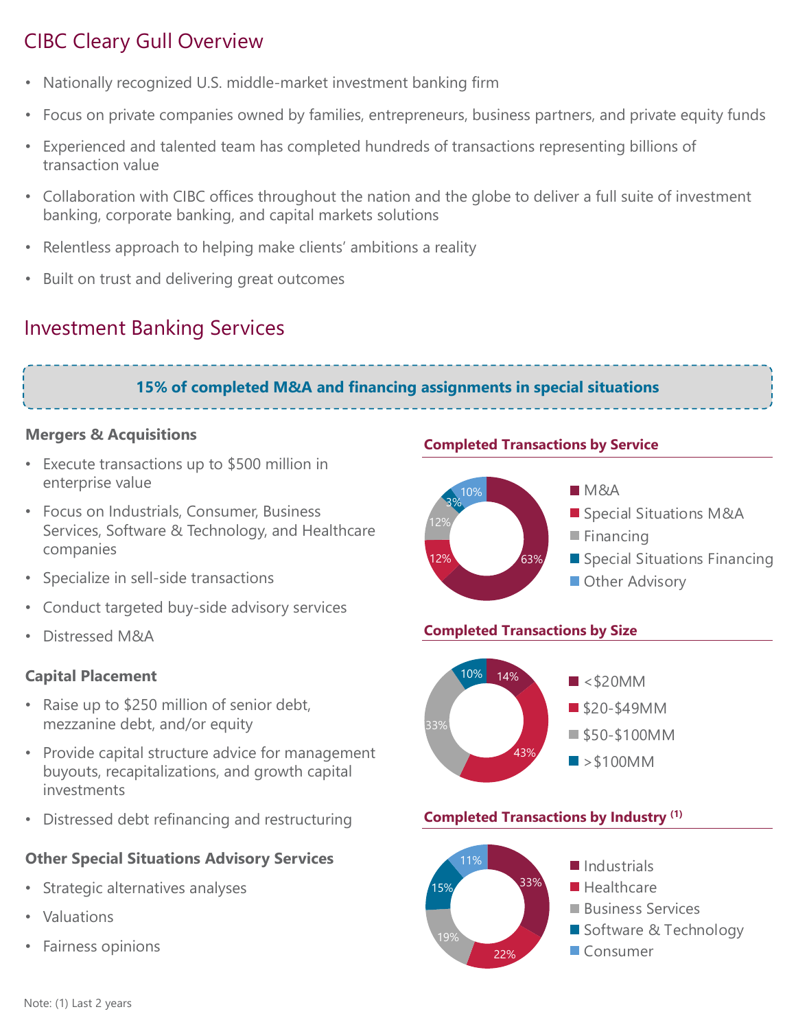## CIBC Cleary Gull Overview

- Nationally recognized U.S. middle-market investment banking firm
- Focus on private companies owned by families, entrepreneurs, business partners, and private equity funds
- Experienced and talented team has completed hundreds of transactions representing billions of transaction value
- Collaboration with CIBC offices throughout the nation and the globe to deliver a full suite of investment banking, corporate banking, and capital markets solutions
- Relentless approach to helping make clients' ambitions a reality
- Built on trust and delivering great outcomes

## Investment Banking Services

**15% of completed M&A and financing assignments in special situations**

### Mergers & Acquisitions

- Execute transactions up to $500 million in enterprise value
- Focus on Industrials, Consumer, Business Services, Software & Technology, and Healthcare companies
- Specialize in sell-side transactions
- Conduct targeted buy-side advisory services
- Distressed M&A

### Capital Placement

- Raise up to $250 million of senior debt, mezzanine debt, and/or equity
- Provide capital structure advice for management buyouts, recapitalizations, and growth capital investments
- Distressed debt refinancing and restructuring

### Other Special Situations Advisory Services

- Strategic alternatives analyses
- Valuations
- Fairness opinions

**Completed Transactions by Service**

| Service | % |
|---|---|
| M&A | 63% |
| Special Situations M&A | 12% |
| Financing | 12% |
| Special Situations Financing | 3% |
| Other Advisory | 10% |

**Completed Transactions by Size**

| Size | % |
|---|---|
| <$20MM | 14% |
| $20-$49MM | 43% |
| $50-$100MM | 33% |
| >$100MM | 10% |

**Completed Transactions by Industry [1]**

| Industry | % |
|---|---|
| Industrials | 33% |
| Healthcare | 22% |
| Business Services | 19% |
| Software & Technology | 15% |
| Consumer | 11% |

Note: (1) Last 2 years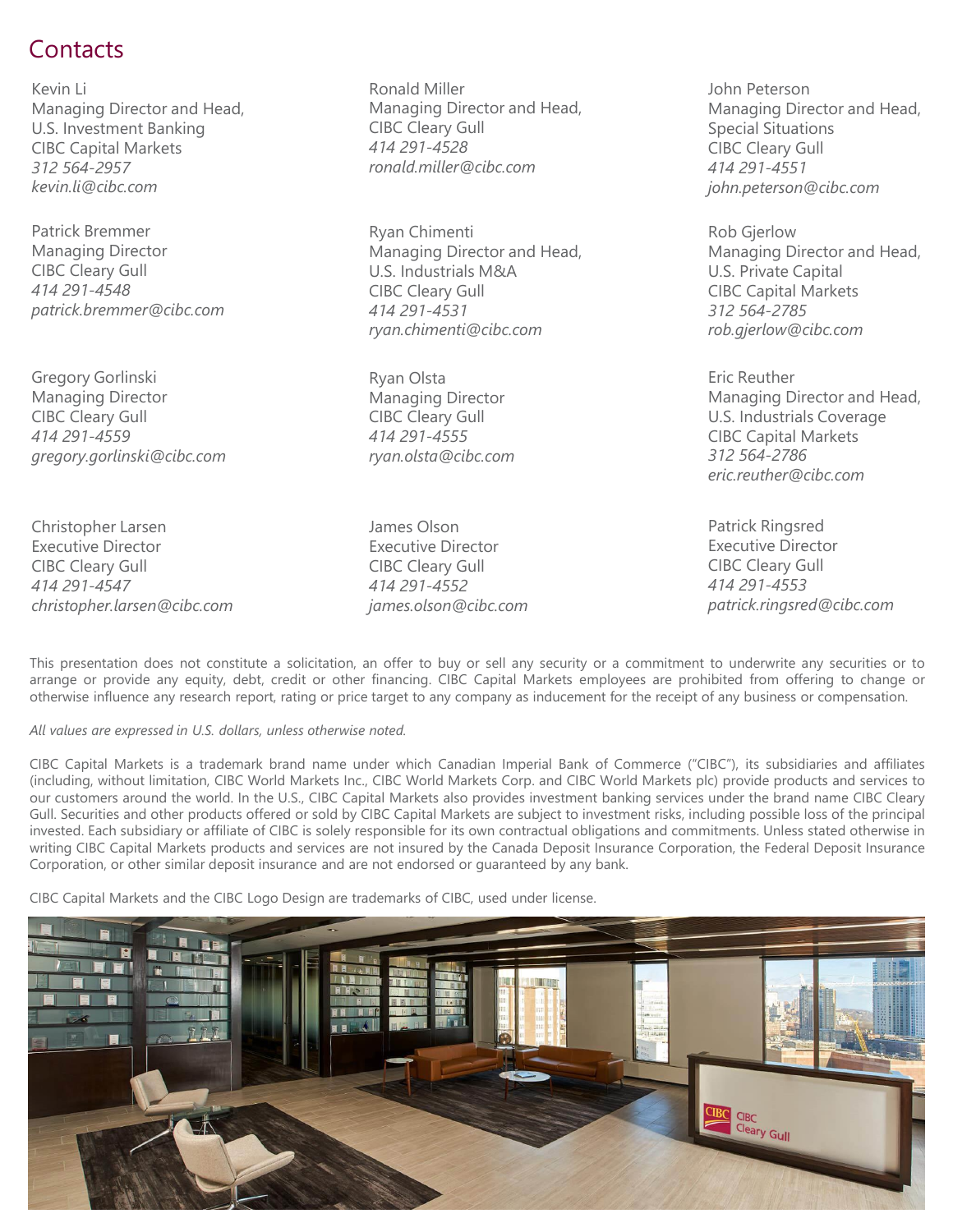## Contacts

Kevin Li
Managing Director and Head,
U.S. Investment Banking
CIBC Capital Markets
*312 564-2957*
*kevin.li@cibc.com*

Patrick Bremmer
Managing Director
CIBC Cleary Gull
*414 291-4548*
*patrick.bremmer@cibc.com*

Gregory Gorlinski
Managing Director
CIBC Cleary Gull
*414 291-4559*
*gregory.gorlinski@cibc.com*

Christopher Larsen
Executive Director
CIBC Cleary Gull
*414 291-4547*
*christopher.larsen@cibc.com*

Ronald Miller
Managing Director and Head,
CIBC Cleary Gull
*414 291-4528*
*ronald.miller@cibc.com*

Ryan Chimenti
Managing Director and Head,
U.S. Industrials M&A
CIBC Cleary Gull
*414 291-4531*
*ryan.chimenti@cibc.com*

Ryan Olsta
Managing Director
CIBC Cleary Gull
*414 291-4555*
*ryan.olsta@cibc.com*

James Olson
Executive Director
CIBC Cleary Gull
*414 291-4552*
*james.olson@cibc.com*

John Peterson
Managing Director and Head,
Special Situations
CIBC Cleary Gull
*414 291-4551*
*john.peterson@cibc.com*

Rob Gjerlow
Managing Director and Head,
U.S. Private Capital
CIBC Capital Markets
*312 564-2785*
*rob.gjerlow@cibc.com*

Eric Reuther
Managing Director and Head,
U.S. Industrials Coverage
CIBC Capital Markets
*312 564-2786*
*eric.reuther@cibc.com*

Patrick Ringsred
Executive Director
CIBC Cleary Gull
*414 291-4553*
*patrick.ringsred@cibc.com*

This presentation does not constitute a solicitation, an offer to buy or sell any security or a commitment to underwrite any securities or to arrange or provide any equity, debt, credit or other financing. CIBC Capital Markets employees are prohibited from offering to change or otherwise influence any research report, rating or price target to any company as inducement for the receipt of any business or compensation.

*All values are expressed in U.S. dollars, unless otherwise noted.*

CIBC Capital Markets is a trademark brand name under which Canadian Imperial Bank of Commerce ("CIBC"), its subsidiaries and affiliates (including, without limitation, CIBC World Markets Inc., CIBC World Markets Corp. and CIBC World Markets plc) provide products and services to our customers around the world. In the U.S., CIBC Capital Markets also provides investment banking services under the brand name CIBC Cleary Gull. Securities and other products offered or sold by CIBC Capital Markets are subject to investment risks, including possible loss of the principal invested. Each subsidiary or affiliate of CIBC is solely responsible for its own contractual obligations and commitments. Unless stated otherwise in writing CIBC Capital Markets products and services are not insured by the Canada Deposit Insurance Corporation, the Federal Deposit Insurance Corporation, or other similar deposit insurance and are not endorsed or guaranteed by any bank.

CIBC Capital Markets and the CIBC Logo Design are trademarks of CIBC, used under license.